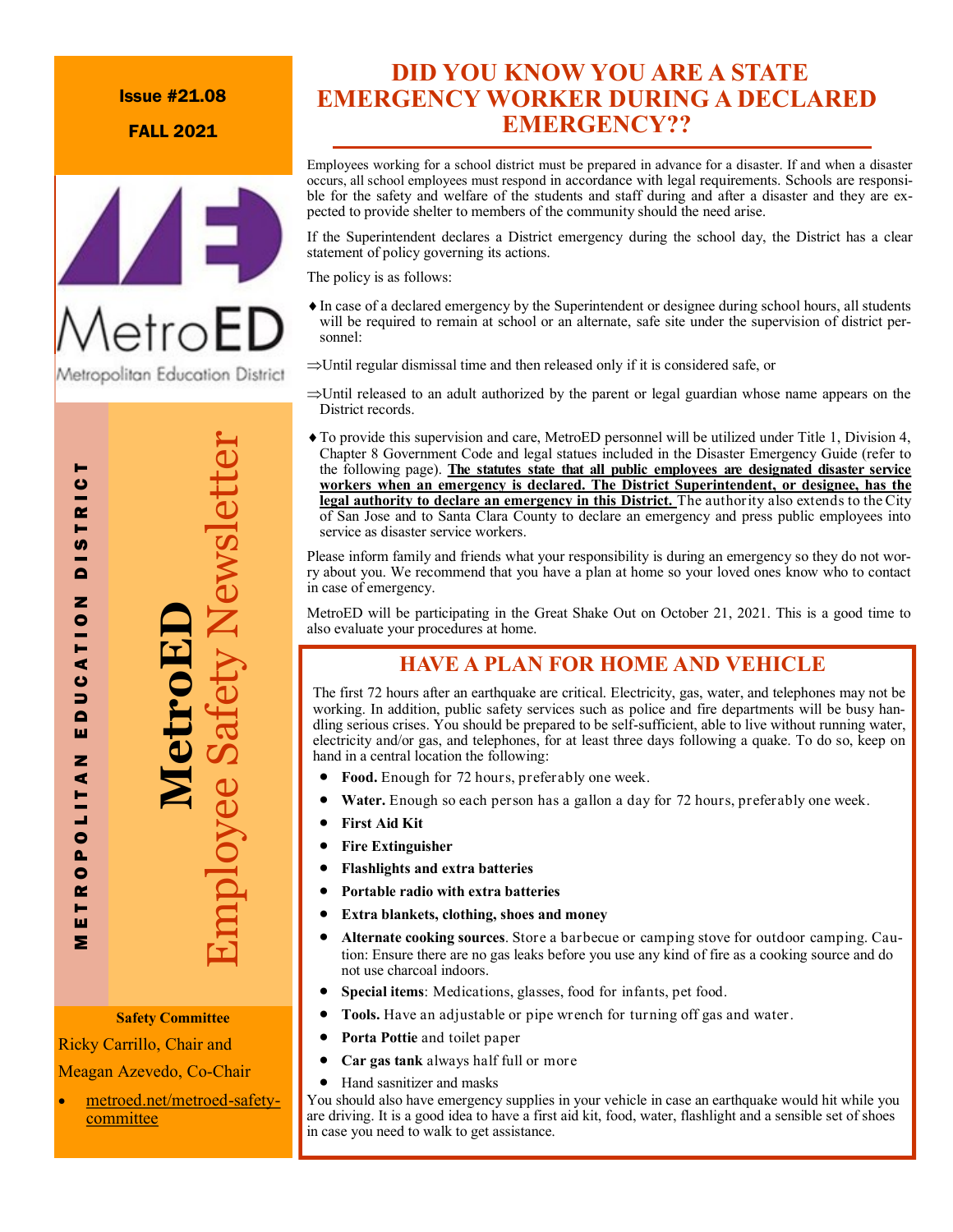Issue #21.08

FALL 2021

MetroED

Metropolitan Education District

METROPOLITAN EDUCATION DISTRICT

**MetroED** Employee Safety Newsletter

**Safety Committee**

Ricky Carrillo, Chair and

Meagan Azevedo, Co-Chair

- metroed.net/metroed-safety-committee

# DID YOU KNOW YOU ARE A STATE EMERGENCY WORKER DURING A DECLARED EMERGENCY??

Employees working for a school district must be prepared in advance for a disaster. If and when a disaster occurs, all school employees must respond in accordance with legal requirements. Schools are responsible for the safety and welfare of the students and staff during and after a disaster and they are expected to provide shelter to members of the community should the need arise.

If the Superintendent declares a District emergency during the school day, the District has a clear statement of policy governing its actions.

The policy is as follows:

♦ In case of a declared emergency by the Superintendent or designee during school hours, all students will be required to remain at school or an alternate, safe site under the supervision of district personnel:

⇒Until regular dismissal time and then released only if it is considered safe, or

⇒Until released to an adult authorized by the parent or legal guardian whose name appears on the District records.

♦ To provide this supervision and care, MetroED personnel will be utilized under Title 1, Division 4, Chapter 8 Government Code and legal statues included in the Disaster Emergency Guide (refer to the following page). **The statutes state that all public employees are designated disaster service workers when an emergency is declared. The District Superintendent, or designee, has the legal authority to declare an emergency in this District.** The authority also extends to the City of San Jose and to Santa Clara County to declare an emergency and press public employees into service as disaster service workers.

Please inform family and friends what your responsibility is during an emergency so they do not worry about you. We recommend that you have a plan at home so your loved ones know who to contact in case of emergency.

MetroED will be participating in the Great Shake Out on October 21, 2021. This is a good time to also evaluate your procedures at home.

## HAVE A PLAN FOR HOME AND VEHICLE

The first 72 hours after an earthquake are critical. Electricity, gas, water, and telephones may not be working. In addition, public safety services such as police and fire departments will be busy handling serious crises. You should be prepared to be self-sufficient, able to live without running water, electricity and/or gas, and telephones, for at least three days following a quake. To do so, keep on hand in a central location the following:

- **Food.** Enough for 72 hours, preferably one week.
- **Water.** Enough so each person has a gallon a day for 72 hours, preferably one week.
- **First Aid Kit**
- **Fire Extinguisher**
- **Flashlights and extra batteries**
- **Portable radio with extra batteries**
- **Extra blankets, clothing, shoes and money**
- **Alternate cooking sources**. Store a barbecue or camping stove for outdoor camping. Caution: Ensure there are no gas leaks before you use any kind of fire as a cooking source and do not use charcoal indoors.
- **Special items**: Medications, glasses, food for infants, pet food.
- **Tools.** Have an adjustable or pipe wrench for turning off gas and water.
- **Porta Pottie** and toilet paper
- **Car gas tank** always half full or more
- Hand sasnitizer and masks

You should also have emergency supplies in your vehicle in case an earthquake would hit while you are driving. It is a good idea to have a first aid kit, food, water, flashlight and a sensible set of shoes in case you need to walk to get assistance.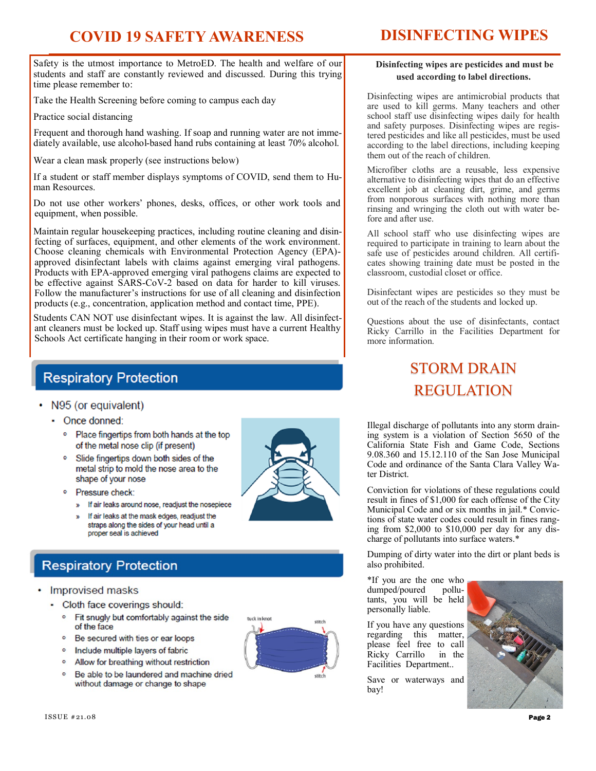# COVID 19 SAFETY AWARENESS

Safety is the utmost importance to MetroED. The health and welfare of our students and staff are constantly reviewed and discussed. During this trying time please remember to:

Take the Health Screening before coming to campus each day

Practice social distancing

Frequent and thorough hand washing. If soap and running water are not immediately available, use alcohol-based hand rubs containing at least 70% alcohol.

Wear a clean mask properly (see instructions below)

If a student or staff member displays symptoms of COVID, send them to Human Resources.

Do not use other workers' phones, desks, offices, or other work tools and equipment, when possible.

Maintain regular housekeeping practices, including routine cleaning and disinfecting of surfaces, equipment, and other elements of the work environment. Choose cleaning chemicals with Environmental Protection Agency (EPA)-approved disinfectant labels with claims against emerging viral pathogens. Products with EPA-approved emerging viral pathogens claims are expected to be effective against SARS-CoV-2 based on data for harder to kill viruses. Follow the manufacturer's instructions for use of all cleaning and disinfection products (e.g., concentration, application method and contact time, PPE).

Students CAN NOT use disinfectant wipes. It is against the law. All disinfectant cleaners must be locked up. Staff using wipes must have a current Healthy Schools Act certificate hanging in their room or work space.

## Respiratory Protection

- N95 (or equivalent)
  - Once donned:
    - Place fingertips from both hands at the top of the metal nose clip (if present)
    - Slide fingertips down both sides of the metal strip to mold the nose area to the shape of your nose
    - Pressure check:
      - If air leaks around nose, readjust the nosepiece
      - If air leaks at the mask edges, readjust the straps along the sides of your head until a proper seal is achieved

## Respiratory Protection

- Improvised masks
  - Cloth face coverings should:
    - Fit snugly but comfortably against the side of the face
    - Be secured with ties or ear loops
    - Include multiple layers of fabric
    - Allow for breathing without restriction
    - Be able to be laundered and machine dried without damage or change to shape

tuck in knot

stitch

stitch

# DISINFECTING WIPES

**Disinfecting wipes are pesticides and must be used according to label directions.**

Disinfecting wipes are antimicrobial products that are used to kill germs. Many teachers and other school staff use disinfecting wipes daily for health and safety purposes. Disinfecting wipes are registered pesticides and like all pesticides, must be used according to the label directions, including keeping them out of the reach of children.

Microfiber cloths are a reusable, less expensive alternative to disinfecting wipes that do an effective excellent job at cleaning dirt, grime, and germs from nonporous surfaces with nothing more than rinsing and wringing the cloth out with water before and after use.

All school staff who use disinfecting wipes are required to participate in training to learn about the safe use of pesticides around children. All certificates showing training date must be posted in the classroom, custodial closet or office.

Disinfectant wipes are pesticides so they must be out of the reach of the students and locked up.

Questions about the use of disinfectants, contact Ricky Carrillo in the Facilities Department for more information.

# STORM DRAIN REGULATION

Illegal discharge of pollutants into any storm draining system is a violation of Section 5650 of the California State Fish and Game Code, Sections 9.08.360 and 15.12.110 of the San Jose Municipal Code and ordinance of the Santa Clara Valley Water District.

Conviction for violations of these regulations could result in fines of $1,000 for each offense of the City Municipal Code and or six months in jail.* Convictions of state water codes could result in fines ranging from $2,000 to $10,000 per day for any discharge of pollutants into surface waters.*

Dumping of dirty water into the dirt or plant beds is also prohibited.

*If you are the one who dumped/poured pollutants, you will be held personally liable.

If you have any questions regarding this matter, please feel free to call Ricky Carrillo in the Facilities Department..

Save or waterways and bay!